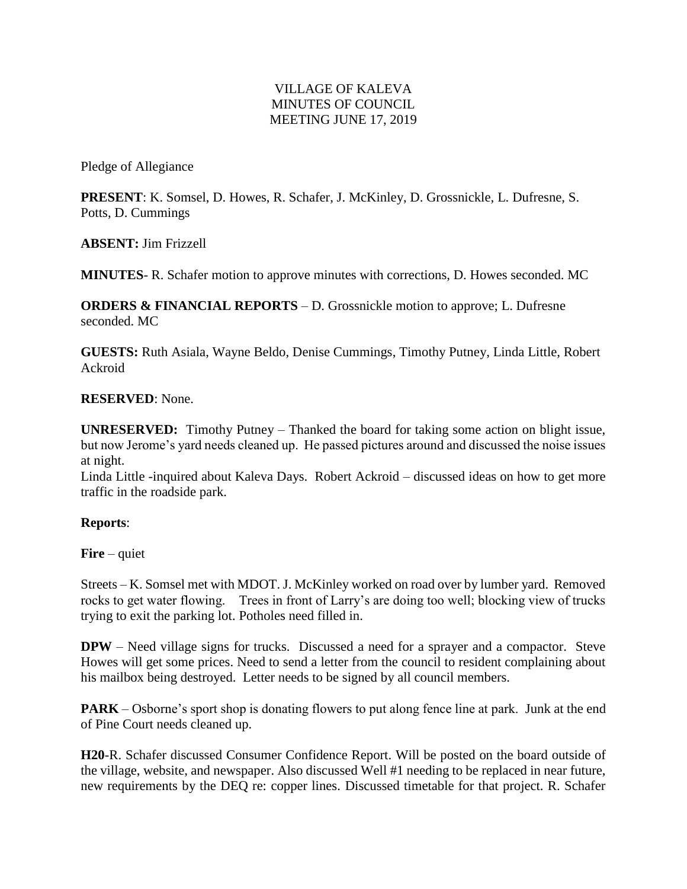VILLAGE OF KALEVA
MINUTES OF COUNCIL
MEETING JUNE 17, 2019

Pledge of Allegiance

**PRESENT**: K. Somsel, D. Howes, R. Schafer, J. McKinley, D. Grossnickle, L. Dufresne, S. Potts, D. Cummings

**ABSENT:** Jim Frizzell

**MINUTES**- R. Schafer motion to approve minutes with corrections, D. Howes seconded. MC

**ORDERS & FINANCIAL REPORTS** – D. Grossnickle motion to approve; L. Dufresne seconded. MC

**GUESTS:** Ruth Asiala, Wayne Beldo, Denise Cummings, Timothy Putney, Linda Little, Robert Ackroid

**RESERVED**: None.

**UNRESERVED:** Timothy Putney – Thanked the board for taking some action on blight issue, but now Jerome's yard needs cleaned up. He passed pictures around and discussed the noise issues at night.
Linda Little -inquired about Kaleva Days. Robert Ackroid – discussed ideas on how to get more traffic in the roadside park.

**Reports**:

**Fire** – quiet

Streets – K. Somsel met with MDOT. J. McKinley worked on road over by lumber yard. Removed rocks to get water flowing. Trees in front of Larry's are doing too well; blocking view of trucks trying to exit the parking lot. Potholes need filled in.

**DPW** – Need village signs for trucks. Discussed a need for a sprayer and a compactor. Steve Howes will get some prices. Need to send a letter from the council to resident complaining about his mailbox being destroyed. Letter needs to be signed by all council members.

**PARK** – Osborne's sport shop is donating flowers to put along fence line at park. Junk at the end of Pine Court needs cleaned up.

**H20**-R. Schafer discussed Consumer Confidence Report. Will be posted on the board outside of the village, website, and newspaper. Also discussed Well #1 needing to be replaced in near future, new requirements by the DEQ re: copper lines. Discussed timetable for that project. R. Schafer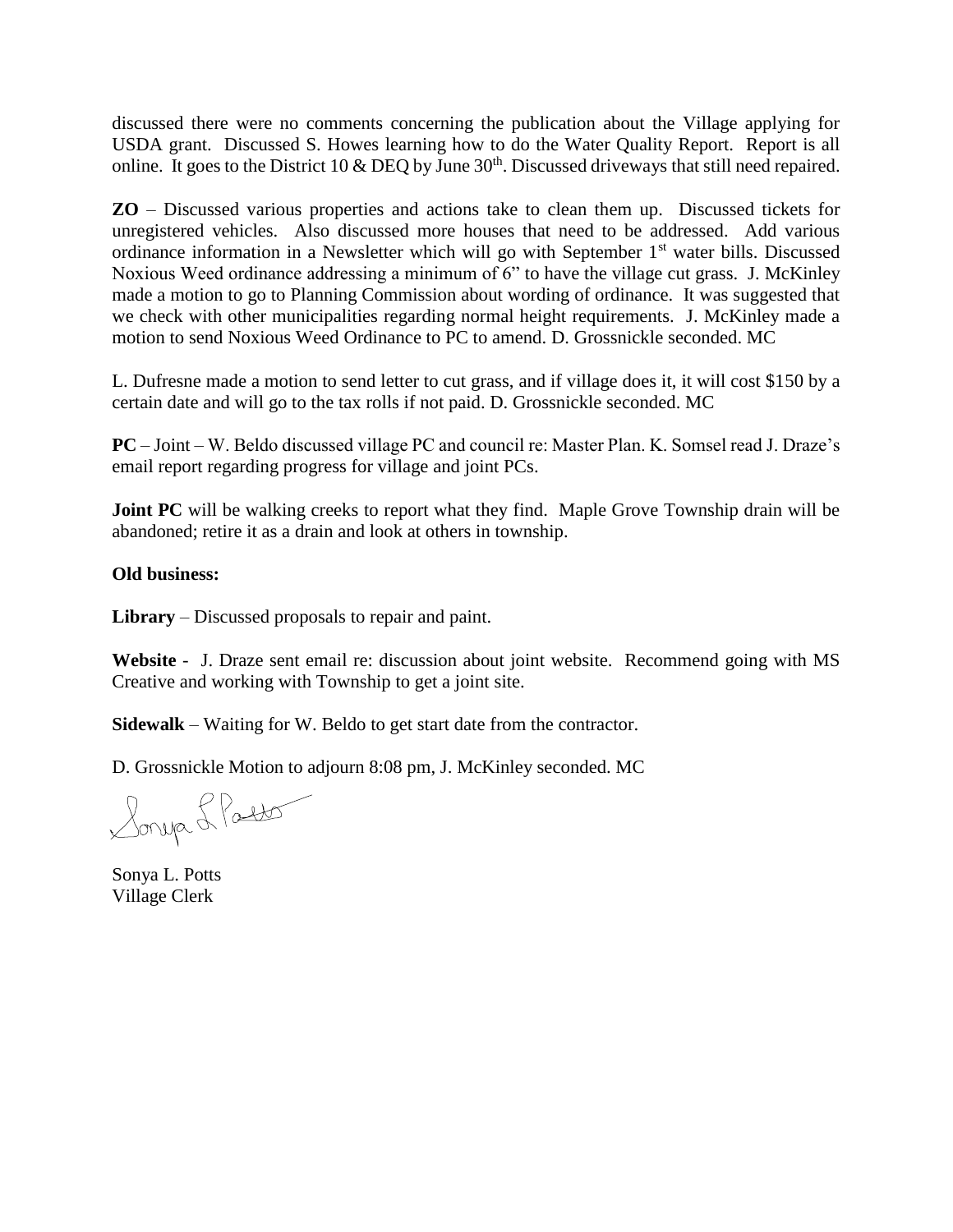discussed there were no comments concerning the publication about the Village applying for USDA grant. Discussed S. Howes learning how to do the Water Quality Report. Report is all online. It goes to the District 10 & DEQ by June 30th. Discussed driveways that still need repaired.

**ZO** – Discussed various properties and actions take to clean them up. Discussed tickets for unregistered vehicles. Also discussed more houses that need to be addressed. Add various ordinance information in a Newsletter which will go with September 1st water bills. Discussed Noxious Weed ordinance addressing a minimum of 6" to have the village cut grass. J. McKinley made a motion to go to Planning Commission about wording of ordinance. It was suggested that we check with other municipalities regarding normal height requirements. J. McKinley made a motion to send Noxious Weed Ordinance to PC to amend. D. Grossnickle seconded. MC

L. Dufresne made a motion to send letter to cut grass, and if village does it, it will cost $150 by a certain date and will go to the tax rolls if not paid. D. Grossnickle seconded. MC

**PC** – Joint – W. Beldo discussed village PC and council re: Master Plan. K. Somsel read J. Draze's email report regarding progress for village and joint PCs.

**Joint PC** will be walking creeks to report what they find. Maple Grove Township drain will be abandoned; retire it as a drain and look at others in township.

**Old business:**

**Library** – Discussed proposals to repair and paint.

**Website** - J. Draze sent email re: discussion about joint website. Recommend going with MS Creative and working with Township to get a joint site.

**Sidewalk** – Waiting for W. Beldo to get start date from the contractor.

D. Grossnickle Motion to adjourn 8:08 pm, J. McKinley seconded. MC

Sonya L. Potts
Village Clerk